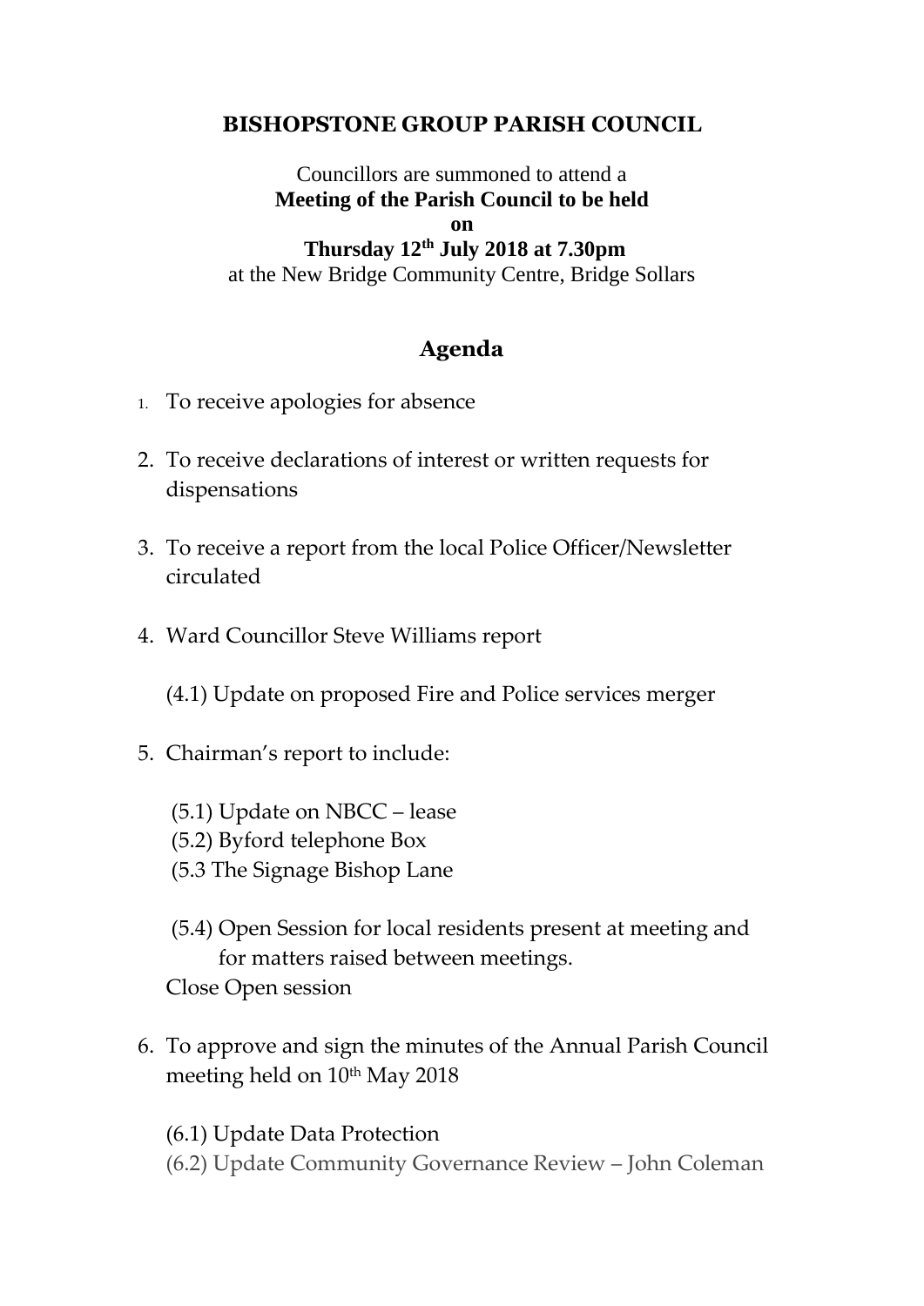# BISHOPSTONE GROUP PARISH COUNCIL

Councillors are summoned to attend a
**Meeting of the Parish Council to be held**
**on**
**Thursday 12th July 2018 at 7.30pm**
at the New Bridge Community Centre, Bridge Sollars

## Agenda

1. To receive apologies for absence

2. To receive declarations of interest or written requests for dispensations

3. To receive a report from the local Police Officer/Newsletter circulated

4. Ward Councillor Steve Williams report

   (4.1) Update on proposed Fire and Police services merger

5. Chairman's report to include:

   (5.1) Update on NBCC – lease
   (5.2) Byford telephone Box
   (5.3 The Signage Bishop Lane

   (5.4) Open Session for local residents present at meeting and for matters raised between meetings.
   Close Open session

6. To approve and sign the minutes of the Annual Parish Council meeting held on 10th May 2018

   (6.1) Update Data Protection
   (6.2) Update Community Governance Review – John Coleman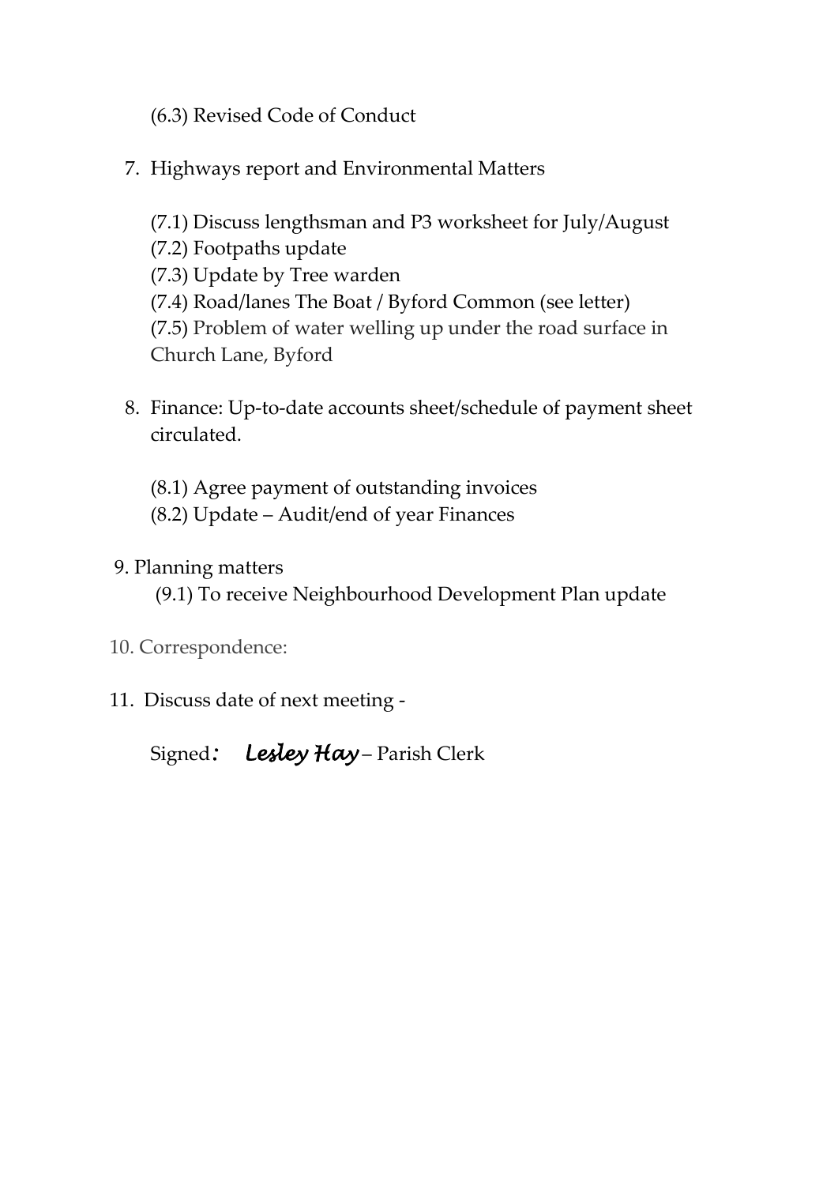(6.3) Revised Code of Conduct

7. Highways report and Environmental Matters

   (7.1) Discuss lengthsman and P3 worksheet for July/August
   (7.2) Footpaths update
   (7.3) Update by Tree warden
   (7.4) Road/lanes The Boat / Byford Common (see letter)
   (7.5) Problem of water welling up under the road surface in Church Lane, Byford

8. Finance: Up-to-date accounts sheet/schedule of payment sheet circulated.

   (8.1) Agree payment of outstanding invoices
   (8.2) Update – Audit/end of year Finances

9. Planning matters
   (9.1) To receive Neighbourhood Development Plan update

10. Correspondence:

11. Discuss date of next meeting -

Signed: *Lesley Hay* – Parish Clerk